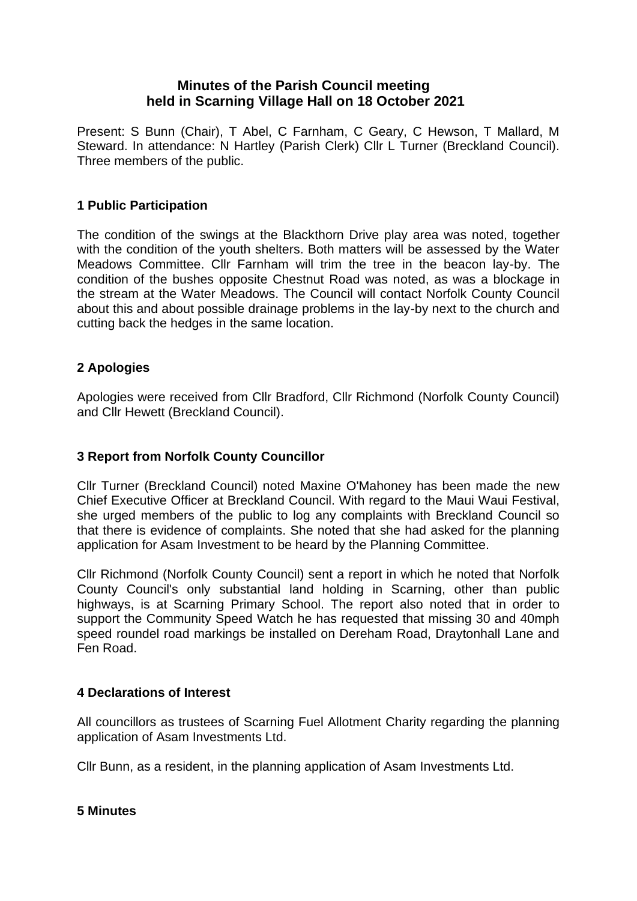# Minutes of the Parish Council meeting held in Scarning Village Hall on 18 October 2021

Present: S Bunn (Chair), T Abel, C Farnham, C Geary, C Hewson, T Mallard, M Steward. In attendance: N Hartley (Parish Clerk) Cllr L Turner (Breckland Council). Three members of the public.

## 1 Public Participation

The condition of the swings at the Blackthorn Drive play area was noted, together with the condition of the youth shelters. Both matters will be assessed by the Water Meadows Committee. Cllr Farnham will trim the tree in the beacon lay-by. The condition of the bushes opposite Chestnut Road was noted, as was a blockage in the stream at the Water Meadows. The Council will contact Norfolk County Council about this and about possible drainage problems in the lay-by next to the church and cutting back the hedges in the same location.

## 2 Apologies

Apologies were received from Cllr Bradford, Cllr Richmond (Norfolk County Council) and Cllr Hewett (Breckland Council).

## 3 Report from Norfolk County Councillor

Cllr Turner (Breckland Council) noted Maxine O'Mahoney has been made the new Chief Executive Officer at Breckland Council. With regard to the Maui Waui Festival, she urged members of the public to log any complaints with Breckland Council so that there is evidence of complaints. She noted that she had asked for the planning application for Asam Investment to be heard by the Planning Committee.

Cllr Richmond (Norfolk County Council) sent a report in which he noted that Norfolk County Council's only substantial land holding in Scarning, other than public highways, is at Scarning Primary School. The report also noted that in order to support the Community Speed Watch he has requested that missing 30 and 40mph speed roundel road markings be installed on Dereham Road, Draytonhall Lane and Fen Road.

## 4 Declarations of Interest

All councillors as trustees of Scarning Fuel Allotment Charity regarding the planning application of Asam Investments Ltd.

Cllr Bunn, as a resident, in the planning application of Asam Investments Ltd.

## 5 Minutes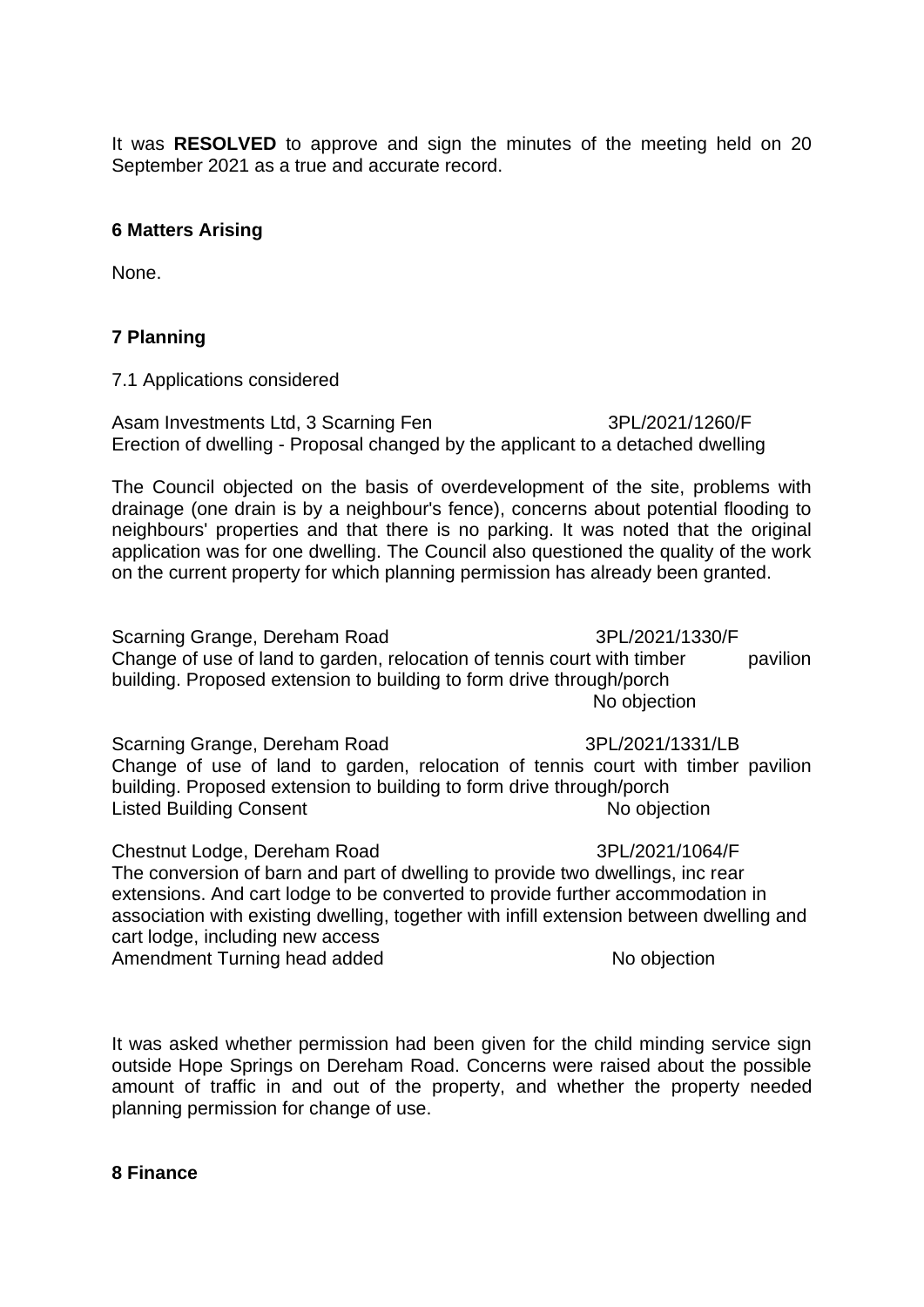It was **RESOLVED** to approve and sign the minutes of the meeting held on 20 September 2021 as a true and accurate record.

**6 Matters Arising**

None.

**7 Planning**

7.1 Applications considered

Asam Investments Ltd, 3 Scarning Fen 3PL/2021/1260/F
Erection of dwelling - Proposal changed by the applicant to a detached dwelling

The Council objected on the basis of overdevelopment of the site, problems with drainage (one drain is by a neighbour's fence), concerns about potential flooding to neighbours' properties and that there is no parking. It was noted that the original application was for one dwelling. The Council also questioned the quality of the work on the current property for which planning permission has already been granted.

Scarning Grange, Dereham Road 3PL/2021/1330/F
Change of use of land to garden, relocation of tennis court with timber pavilion building. Proposed extension to building to form drive through/porch
No objection

Scarning Grange, Dereham Road 3PL/2021/1331/LB
Change of use of land to garden, relocation of tennis court with timber pavilion building. Proposed extension to building to form drive through/porch
Listed Building Consent No objection

Chestnut Lodge, Dereham Road 3PL/2021/1064/F
The conversion of barn and part of dwelling to provide two dwellings, inc rear extensions. And cart lodge to be converted to provide further accommodation in association with existing dwelling, together with infill extension between dwelling and cart lodge, including new access
Amendment Turning head added No objection

It was asked whether permission had been given for the child minding service sign outside Hope Springs on Dereham Road. Concerns were raised about the possible amount of traffic in and out of the property, and whether the property needed planning permission for change of use.

**8 Finance**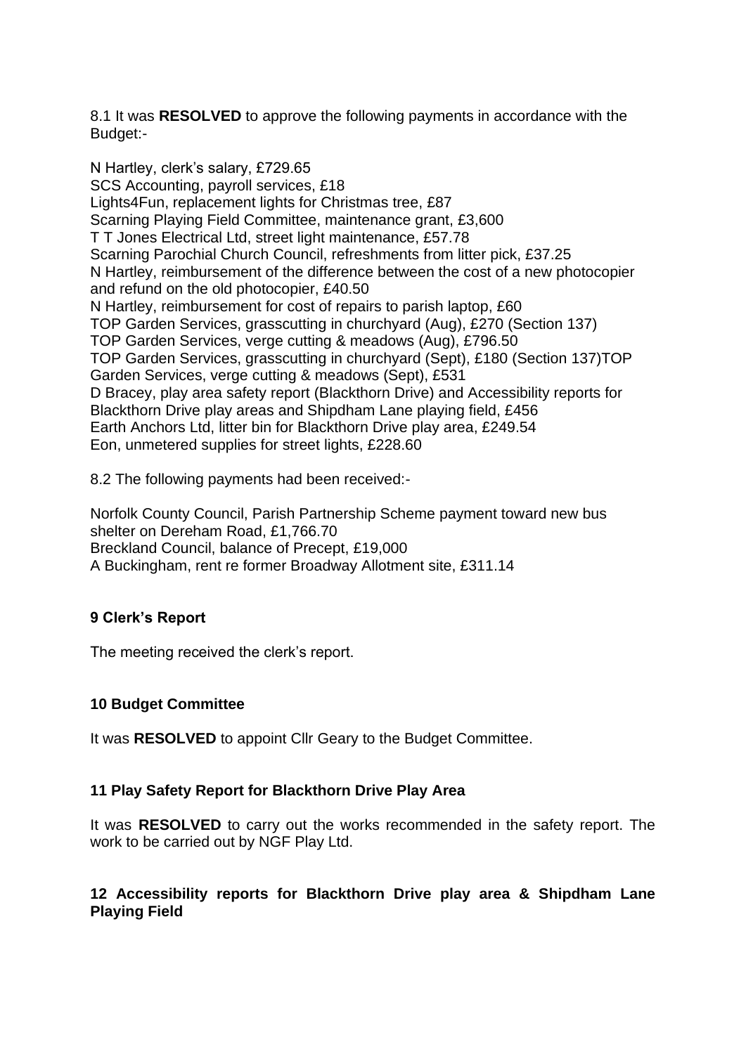8.1 It was **RESOLVED** to approve the following payments in accordance with the Budget:-

N Hartley, clerk's salary, £729.65
SCS Accounting, payroll services, £18
Lights4Fun, replacement lights for Christmas tree, £87
Scarning Playing Field Committee, maintenance grant, £3,600
T T Jones Electrical Ltd, street light maintenance, £57.78
Scarning Parochial Church Council, refreshments from litter pick, £37.25
N Hartley, reimbursement of the difference between the cost of a new photocopier and refund on the old photocopier, £40.50
N Hartley, reimbursement for cost of repairs to parish laptop, £60
TOP Garden Services, grasscutting in churchyard (Aug), £270 (Section 137)
TOP Garden Services, verge cutting & meadows (Aug), £796.50
TOP Garden Services, grasscutting in churchyard (Sept), £180 (Section 137)TOP Garden Services, verge cutting & meadows (Sept), £531
D Bracey, play area safety report (Blackthorn Drive) and Accessibility reports for Blackthorn Drive play areas and Shipdham Lane playing field, £456
Earth Anchors Ltd, litter bin for Blackthorn Drive play area, £249.54
Eon, unmetered supplies for street lights, £228.60

8.2 The following payments had been received:-

Norfolk County Council, Parish Partnership Scheme payment toward new bus shelter on Dereham Road, £1,766.70
Breckland Council, balance of Precept, £19,000
A Buckingham, rent re former Broadway Allotment site, £311.14

## 9 Clerk's Report

The meeting received the clerk's report.

## 10 Budget Committee

It was **RESOLVED** to appoint Cllr Geary to the Budget Committee.

## 11 Play Safety Report for Blackthorn Drive Play Area

It was **RESOLVED** to carry out the works recommended in the safety report. The work to be carried out by NGF Play Ltd.

## 12 Accessibility reports for Blackthorn Drive play area & Shipdham Lane Playing Field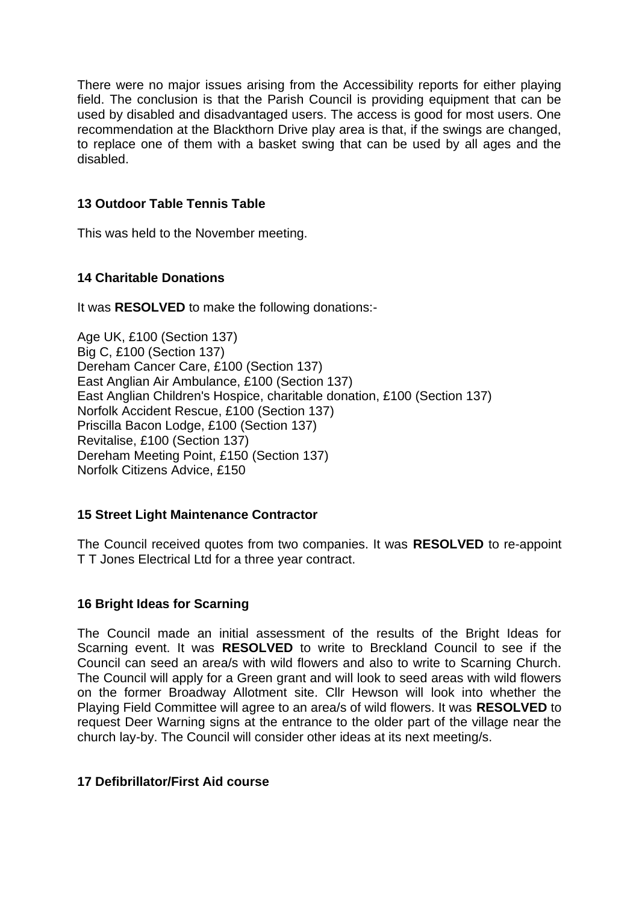There were no major issues arising from the Accessibility reports for either playing field. The conclusion is that the Parish Council is providing equipment that can be used by disabled and disadvantaged users. The access is good for most users. One recommendation at the Blackthorn Drive play area is that, if the swings are changed, to replace one of them with a basket swing that can be used by all ages and the disabled.

### 13 Outdoor Table Tennis Table

This was held to the November meeting.

### 14 Charitable Donations

It was **RESOLVED** to make the following donations:-

Age UK, £100 (Section 137)
Big C, £100 (Section 137)
Dereham Cancer Care, £100 (Section 137)
East Anglian Air Ambulance, £100 (Section 137)
East Anglian Children's Hospice, charitable donation, £100 (Section 137)
Norfolk Accident Rescue, £100 (Section 137)
Priscilla Bacon Lodge, £100 (Section 137)
Revitalise, £100 (Section 137)
Dereham Meeting Point, £150 (Section 137)
Norfolk Citizens Advice, £150

### 15 Street Light Maintenance Contractor

The Council received quotes from two companies. It was **RESOLVED** to re-appoint T T Jones Electrical Ltd for a three year contract.

### 16 Bright Ideas for Scarning

The Council made an initial assessment of the results of the Bright Ideas for Scarning event. It was **RESOLVED** to write to Breckland Council to see if the Council can seed an area/s with wild flowers and also to write to Scarning Church. The Council will apply for a Green grant and will look to seed areas with wild flowers on the former Broadway Allotment site. Cllr Hewson will look into whether the Playing Field Committee will agree to an area/s of wild flowers. It was **RESOLVED** to request Deer Warning signs at the entrance to the older part of the village near the church lay-by. The Council will consider other ideas at its next meeting/s.

### 17 Defibrillator/First Aid course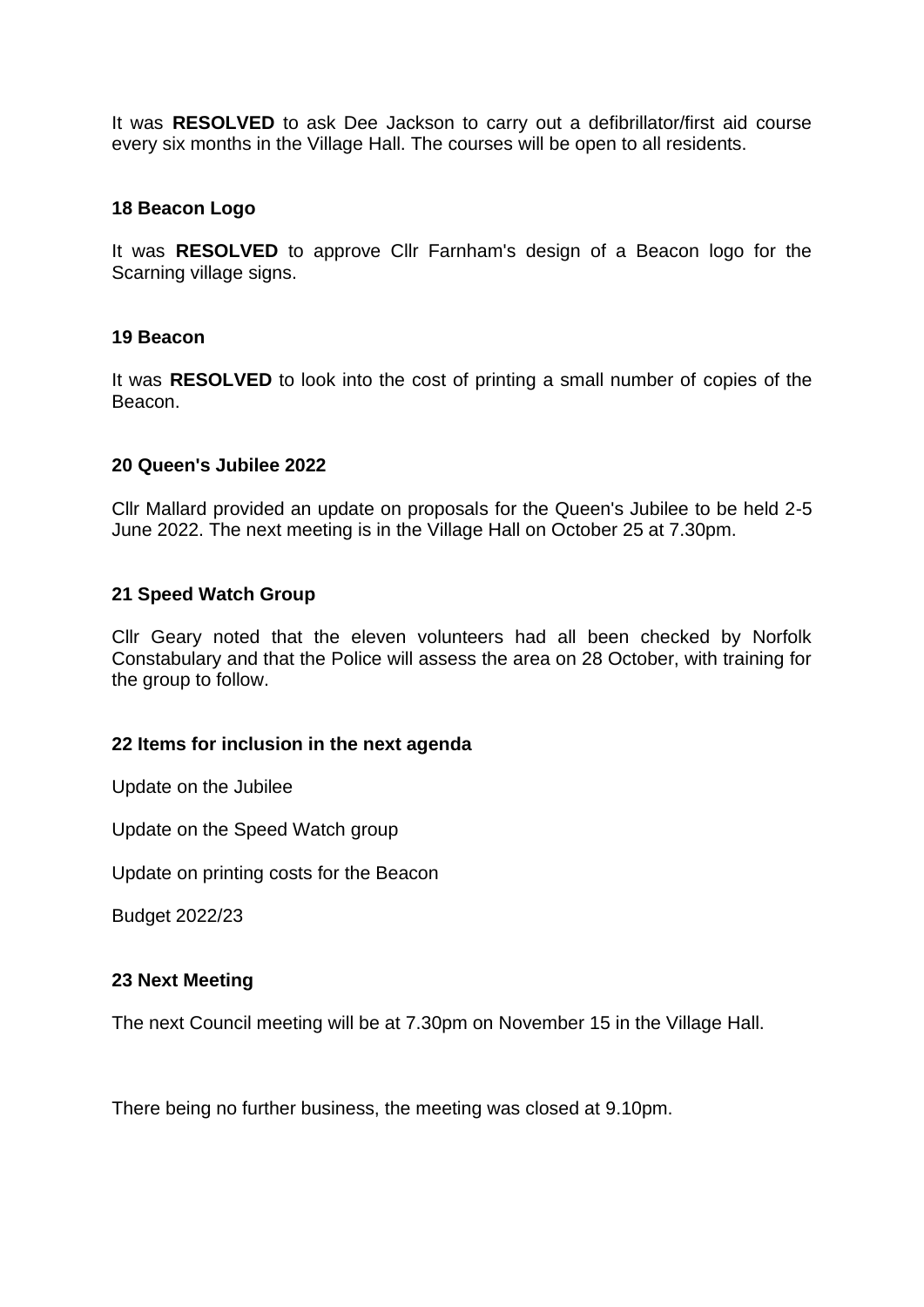It was **RESOLVED** to ask Dee Jackson to carry out a defibrillator/first aid course every six months in the Village Hall. The courses will be open to all residents.

### 18 Beacon Logo

It was **RESOLVED** to approve Cllr Farnham's design of a Beacon logo for the Scarning village signs.

### 19 Beacon

It was **RESOLVED** to look into the cost of printing a small number of copies of the Beacon.

### 20 Queen's Jubilee 2022

Cllr Mallard provided an update on proposals for the Queen's Jubilee to be held 2-5 June 2022. The next meeting is in the Village Hall on October 25 at 7.30pm.

### 21 Speed Watch Group

Cllr Geary noted that the eleven volunteers had all been checked by Norfolk Constabulary and that the Police will assess the area on 28 October, with training for the group to follow.

### 22 Items for inclusion in the next agenda

Update on the Jubilee

Update on the Speed Watch group

Update on printing costs for the Beacon

Budget 2022/23

### 23 Next Meeting

The next Council meeting will be at 7.30pm on November 15 in the Village Hall.

There being no further business, the meeting was closed at 9.10pm.